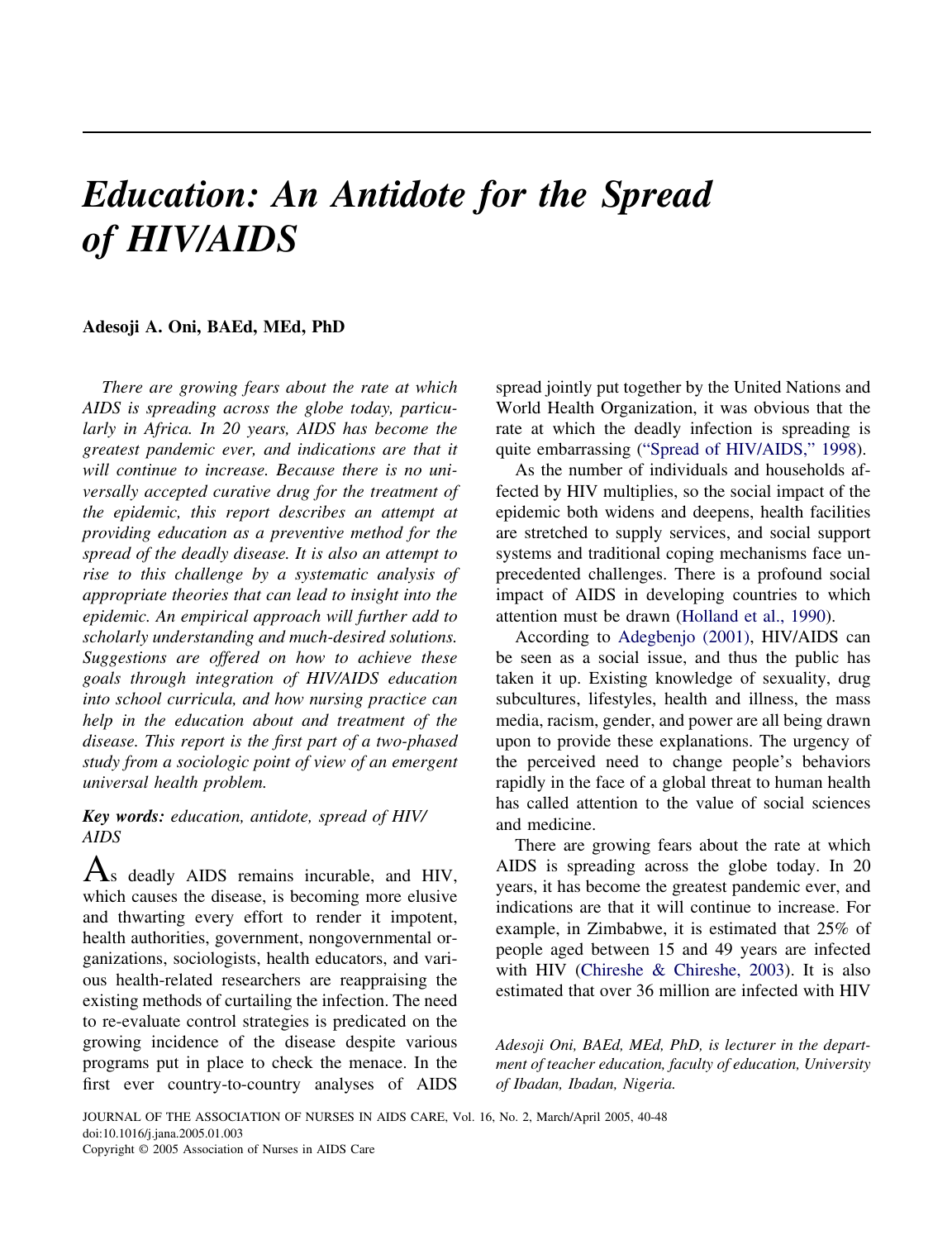# *Education: An Antidote for the Spread of HIV/AIDS*

**Adesoji A. Oni, BAEd, MEd, PhD**

*There are growing fears about the rate at which AIDS is spreading across the globe today, particularly in Africa. In 20 years, AIDS has become the greatest pandemic ever, and indications are that it will continue to increase. Because there is no universally accepted curative drug for the treatment of the epidemic, this report describes an attempt at providing education as a preventive method for the spread of the deadly disease. It is also an attempt to rise to this challenge by a systematic analysis of appropriate theories that can lead to insight into the epidemic. An empirical approach will further add to scholarly understanding and much-desired solutions. Suggestions are offered on how to achieve these goals through integration of HIV/AIDS education into school curricula, and how nursing practice can help in the education about and treatment of the disease. This report is the first part of a two-phased study from a sociologic point of view of an emergent universal health problem.*

***Key words:*** *education, antidote, spread of HIV/AIDS*

As deadly AIDS remains incurable, and HIV, which causes the disease, is becoming more elusive and thwarting every effort to render it impotent, health authorities, government, nongovernmental organizations, sociologists, health educators, and various health-related researchers are reappraising the existing methods of curtailing the infection. The need to re-evaluate control strategies is predicated on the growing incidence of the disease despite various programs put in place to check the menace. In the first ever country-to-country analyses of AIDS spread jointly put together by the United Nations and World Health Organization, it was obvious that the rate at which the deadly infection is spreading is quite embarrassing ("Spread of HIV/AIDS," 1998).

As the number of individuals and households affected by HIV multiplies, so the social impact of the epidemic both widens and deepens, health facilities are stretched to supply services, and social support systems and traditional coping mechanisms face unprecedented challenges. There is a profound social impact of AIDS in developing countries to which attention must be drawn (Holland et al., 1990).

According to Adegbenjo (2001), HIV/AIDS can be seen as a social issue, and thus the public has taken it up. Existing knowledge of sexuality, drug subcultures, lifestyles, health and illness, the mass media, racism, gender, and power are all being drawn upon to provide these explanations. The urgency of the perceived need to change people's behaviors rapidly in the face of a global threat to human health has called attention to the value of social sciences and medicine.

There are growing fears about the rate at which AIDS is spreading across the globe today. In 20 years, it has become the greatest pandemic ever, and indications are that it will continue to increase. For example, in Zimbabwe, it is estimated that 25% of people aged between 15 and 49 years are infected with HIV (Chireshe & Chireshe, 2003). It is also estimated that over 36 million are infected with HIV

*Adesoji Oni, BAEd, MEd, PhD, is lecturer in the department of teacher education, faculty of education, University of Ibadan, Ibadan, Nigeria.*

doi:10.1016/j.jana.2005.01.003

Copyright © 2005 Association of Nurses in AIDS Care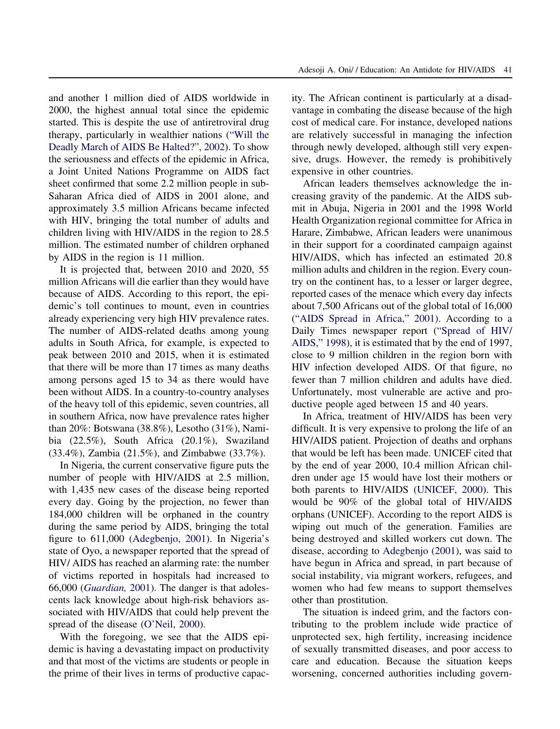and another 1 million died of AIDS worldwide in 2000, the highest annual total since the epidemic started. This is despite the use of antiretroviral drug therapy, particularly in wealthier nations ("Will the Deadly March of AIDS Be Halted?", 2002). To show the seriousness and effects of the epidemic in Africa, a Joint United Nations Programme on AIDS fact sheet confirmed that some 2.2 million people in sub-Saharan Africa died of AIDS in 2001 alone, and approximately 3.5 million Africans became infected with HIV, bringing the total number of adults and children living with HIV/AIDS in the region to 28.5 million. The estimated number of children orphaned by AIDS in the region is 11 million.

It is projected that, between 2010 and 2020, 55 million Africans will die earlier than they would have because of AIDS. According to this report, the epidemic's toll continues to mount, even in countries already experiencing very high HIV prevalence rates. The number of AIDS-related deaths among young adults in South Africa, for example, is expected to peak between 2010 and 2015, when it is estimated that there will be more than 17 times as many deaths among persons aged 15 to 34 as there would have been without AIDS. In a country-to-country analyses of the heavy toll of this epidemic, seven countries, all in southern Africa, now have prevalence rates higher than 20%: Botswana (38.8%), Lesotho (31%), Namibia (22.5%), South Africa (20.1%), Swaziland (33.4%), Zambia (21.5%), and Zimbabwe (33.7%).

In Nigeria, the current conservative figure puts the number of people with HIV/AIDS at 2.5 million, with 1,435 new cases of the disease being reported every day. Going by the projection, no fewer than 184,000 children will be orphaned in the country during the same period by AIDS, bringing the total figure to 611,000 (Adegbenjo, 2001). In Nigeria's state of Oyo, a newspaper reported that the spread of HIV/ AIDS has reached an alarming rate: the number of victims reported in hospitals had increased to 66,000 (*Guardian,* 2001). The danger is that adolescents lack knowledge about high-risk behaviors associated with HIV/AIDS that could help prevent the spread of the disease (O'Neil, 2000).

With the foregoing, we see that the AIDS epidemic is having a devastating impact on productivity and that most of the victims are students or people in the prime of their lives in terms of productive capacity. The African continent is particularly at a disadvantage in combating the disease because of the high cost of medical care. For instance, developed nations are relatively successful in managing the infection through newly developed, although still very expensive, drugs. However, the remedy is prohibitively expensive in other countries.

African leaders themselves acknowledge the increasing gravity of the pandemic. At the AIDS submit in Abuja, Nigeria in 2001 and the 1998 World Health Organization regional committee for Africa in Harare, Zimbabwe, African leaders were unanimous in their support for a coordinated campaign against HIV/AIDS, which has infected an estimated 20.8 million adults and children in the region. Every country on the continent has, to a lesser or larger degree, reported cases of the menace which every day infects about 7,500 Africans out of the global total of 16,000 ("AIDS Spread in Africa," 2001). According to a Daily Times newspaper report ("Spread of HIV/ AIDS," 1998), it is estimated that by the end of 1997, close to 9 million children in the region born with HIV infection developed AIDS. Of that figure, no fewer than 7 million children and adults have died. Unfortunately, most vulnerable are active and productive people aged between 15 and 40 years.

In Africa, treatment of HIV/AIDS has been very difficult. It is very expensive to prolong the life of an HIV/AIDS patient. Projection of deaths and orphans that would be left has been made. UNICEF cited that by the end of year 2000, 10.4 million African children under age 15 would have lost their mothers or both parents to HIV/AIDS (UNICEF, 2000). This would be 90% of the global total of HIV/AIDS orphans (UNICEF). According to the report AIDS is wiping out much of the generation. Families are being destroyed and skilled workers cut down. The disease, according to Adegbenjo (2001), was said to have begun in Africa and spread, in part because of social instability, via migrant workers, refugees, and women who had few means to support themselves other than prostitution.

The situation is indeed grim, and the factors contributing to the problem include wide practice of unprotected sex, high fertility, increasing incidence of sexually transmitted diseases, and poor access to care and education. Because the situation keeps worsening, concerned authorities including govern-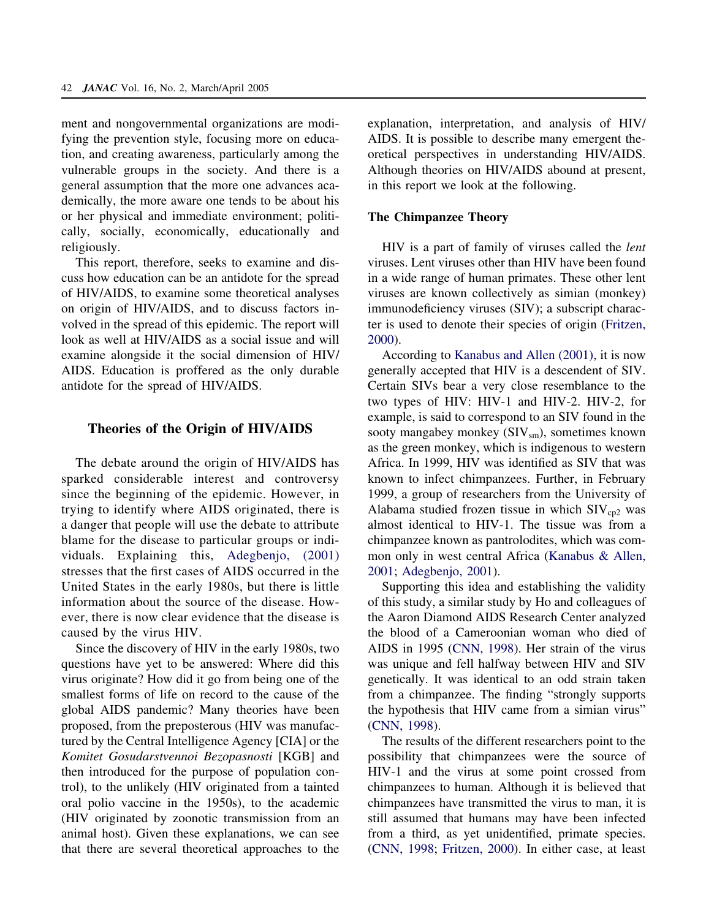ment and nongovernmental organizations are modifying the prevention style, focusing more on education, and creating awareness, particularly among the vulnerable groups in the society. And there is a general assumption that the more one advances academically, the more aware one tends to be about his or her physical and immediate environment; politically, socially, economically, educationally and religiously.

This report, therefore, seeks to examine and discuss how education can be an antidote for the spread of HIV/AIDS, to examine some theoretical analyses on origin of HIV/AIDS, and to discuss factors involved in the spread of this epidemic. The report will look as well at HIV/AIDS as a social issue and will examine alongside it the social dimension of HIV/AIDS. Education is proffered as the only durable antidote for the spread of HIV/AIDS.

## Theories of the Origin of HIV/AIDS

The debate around the origin of HIV/AIDS has sparked considerable interest and controversy since the beginning of the epidemic. However, in trying to identify where AIDS originated, there is a danger that people will use the debate to attribute blame for the disease to particular groups or individuals. Explaining this, Adegbenjo, (2001) stresses that the first cases of AIDS occurred in the United States in the early 1980s, but there is little information about the source of the disease. However, there is now clear evidence that the disease is caused by the virus HIV.

Since the discovery of HIV in the early 1980s, two questions have yet to be answered: Where did this virus originate? How did it go from being one of the smallest forms of life on record to the cause of the global AIDS pandemic? Many theories have been proposed, from the preposterous (HIV was manufactured by the Central Intelligence Agency [CIA] or the *Komitet Gosudarstvennoi Bezopasnosti* [KGB] and then introduced for the purpose of population control), to the unlikely (HIV originated from a tainted oral polio vaccine in the 1950s), to the academic (HIV originated by zoonotic transmission from an animal host). Given these explanations, we can see that there are several theoretical approaches to the explanation, interpretation, and analysis of HIV/AIDS. It is possible to describe many emergent theoretical perspectives in understanding HIV/AIDS. Although theories on HIV/AIDS abound at present, in this report we look at the following.

### The Chimpanzee Theory

HIV is a part of family of viruses called the *lent* viruses. Lent viruses other than HIV have been found in a wide range of human primates. These other lent viruses are known collectively as simian (monkey) immunodeficiency viruses (SIV); a subscript character is used to denote their species of origin (Fritzen, 2000).

According to Kanabus and Allen (2001), it is now generally accepted that HIV is a descendent of SIV. Certain SIVs bear a very close resemblance to the two types of HIV: HIV-1 and HIV-2. HIV-2, for example, is said to correspond to an SIV found in the sooty mangabey monkey ($SIV_{sm}$), sometimes known as the green monkey, which is indigenous to western Africa. In 1999, HIV was identified as SIV that was known to infect chimpanzees. Further, in February 1999, a group of researchers from the University of Alabama studied frozen tissue in which $SIV_{cp2}$ was almost identical to HIV-1. The tissue was from a chimpanzee known as pantrolodites, which was common only in west central Africa (Kanabus & Allen, 2001; Adegbenjo, 2001).

Supporting this idea and establishing the validity of this study, a similar study by Ho and colleagues of the Aaron Diamond AIDS Research Center analyzed the blood of a Cameroonian woman who died of AIDS in 1995 (CNN, 1998). Her strain of the virus was unique and fell halfway between HIV and SIV genetically. It was identical to an odd strain taken from a chimpanzee. The finding "strongly supports the hypothesis that HIV came from a simian virus" (CNN, 1998).

The results of the different researchers point to the possibility that chimpanzees were the source of HIV-1 and the virus at some point crossed from chimpanzees to human. Although it is believed that chimpanzees have transmitted the virus to man, it is still assumed that humans may have been infected from a third, as yet unidentified, primate species. (CNN, 1998; Fritzen, 2000). In either case, at least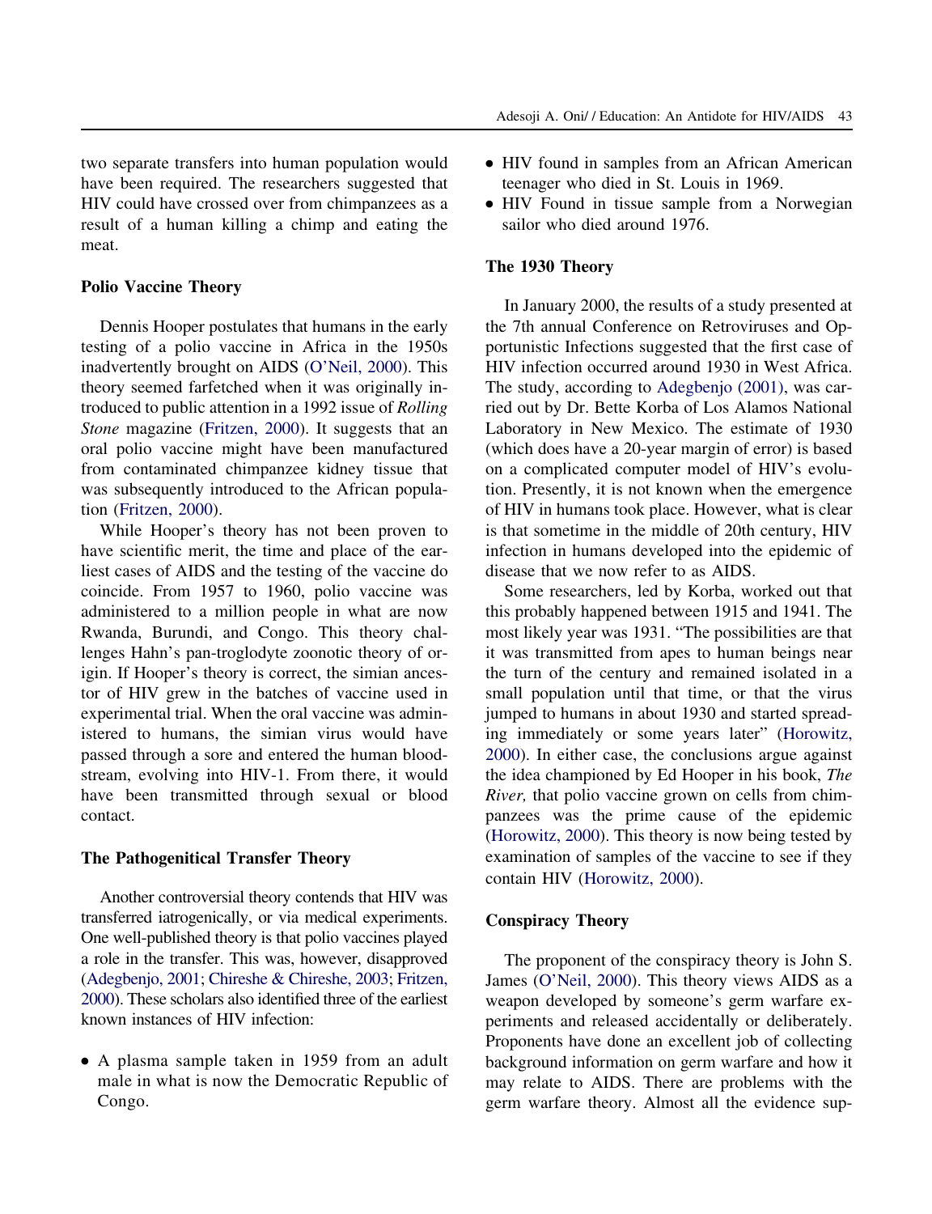two separate transfers into human population would have been required. The researchers suggested that HIV could have crossed over from chimpanzees as a result of a human killing a chimp and eating the meat.

### Polio Vaccine Theory

Dennis Hooper postulates that humans in the early testing of a polio vaccine in Africa in the 1950s inadvertently brought on AIDS (O'Neil, 2000). This theory seemed farfetched when it was originally introduced to public attention in a 1992 issue of *Rolling Stone* magazine (Fritzen, 2000). It suggests that an oral polio vaccine might have been manufactured from contaminated chimpanzee kidney tissue that was subsequently introduced to the African population (Fritzen, 2000).

While Hooper's theory has not been proven to have scientific merit, the time and place of the earliest cases of AIDS and the testing of the vaccine do coincide. From 1957 to 1960, polio vaccine was administered to a million people in what are now Rwanda, Burundi, and Congo. This theory challenges Hahn's pan-troglodyte zoonotic theory of origin. If Hooper's theory is correct, the simian ancestor of HIV grew in the batches of vaccine used in experimental trial. When the oral vaccine was administered to humans, the simian virus would have passed through a sore and entered the human bloodstream, evolving into HIV-1. From there, it would have been transmitted through sexual or blood contact.

### The Pathogenitical Transfer Theory

Another controversial theory contends that HIV was transferred iatrogenically, or via medical experiments. One well-published theory is that polio vaccines played a role in the transfer. This was, however, disapproved (Adegbenjo, 2001; Chireshe & Chireshe, 2003; Fritzen, 2000). These scholars also identified three of the earliest known instances of HIV infection:

- A plasma sample taken in 1959 from an adult male in what is now the Democratic Republic of Congo.
- HIV found in samples from an African American teenager who died in St. Louis in 1969.
- HIV Found in tissue sample from a Norwegian sailor who died around 1976.

### The 1930 Theory

In January 2000, the results of a study presented at the 7th annual Conference on Retroviruses and Opportunistic Infections suggested that the first case of HIV infection occurred around 1930 in West Africa. The study, according to Adegbenjo (2001), was carried out by Dr. Bette Korba of Los Alamos National Laboratory in New Mexico. The estimate of 1930 (which does have a 20-year margin of error) is based on a complicated computer model of HIV's evolution. Presently, it is not known when the emergence of HIV in humans took place. However, what is clear is that sometime in the middle of 20th century, HIV infection in humans developed into the epidemic of disease that we now refer to as AIDS.

Some researchers, led by Korba, worked out that this probably happened between 1915 and 1941. The most likely year was 1931. "The possibilities are that it was transmitted from apes to human beings near the turn of the century and remained isolated in a small population until that time, or that the virus jumped to humans in about 1930 and started spreading immediately or some years later" (Horowitz, 2000). In either case, the conclusions argue against the idea championed by Ed Hooper in his book, *The River,* that polio vaccine grown on cells from chimpanzees was the prime cause of the epidemic (Horowitz, 2000). This theory is now being tested by examination of samples of the vaccine to see if they contain HIV (Horowitz, 2000).

### Conspiracy Theory

The proponent of the conspiracy theory is John S. James (O'Neil, 2000). This theory views AIDS as a weapon developed by someone's germ warfare experiments and released accidentally or deliberately. Proponents have done an excellent job of collecting background information on germ warfare and how it may relate to AIDS. There are problems with the germ warfare theory. Almost all the evidence sup-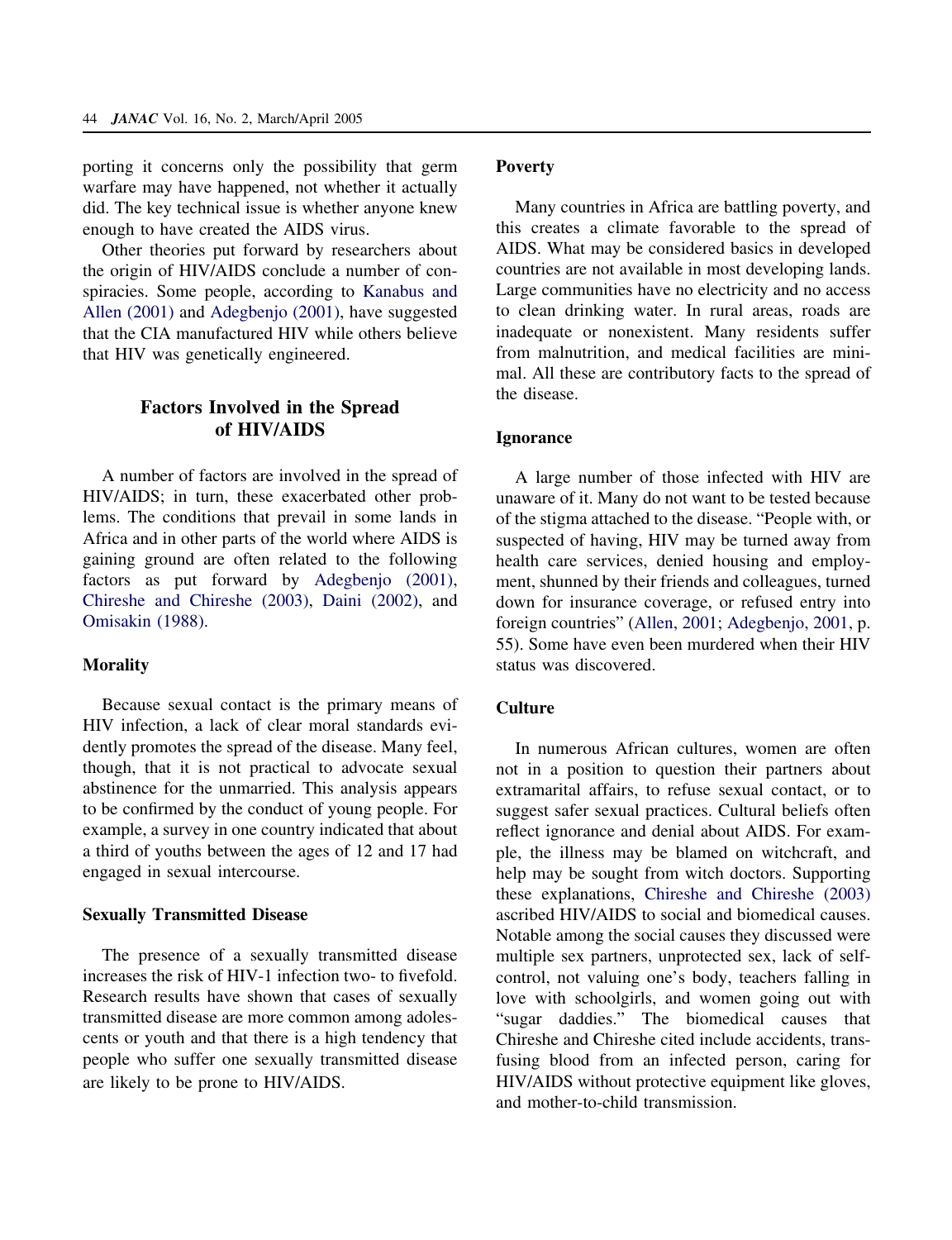porting it concerns only the possibility that germ warfare may have happened, not whether it actually did. The key technical issue is whether anyone knew enough to have created the AIDS virus.

Other theories put forward by researchers about the origin of HIV/AIDS conclude a number of conspiracies. Some people, according to Kanabus and Allen (2001) and Adegbenjo (2001), have suggested that the CIA manufactured HIV while others believe that HIV was genetically engineered.

## Factors Involved in the Spread of HIV/AIDS

A number of factors are involved in the spread of HIV/AIDS; in turn, these exacerbated other problems. The conditions that prevail in some lands in Africa and in other parts of the world where AIDS is gaining ground are often related to the following factors as put forward by Adegbenjo (2001), Chireshe and Chireshe (2003), Daini (2002), and Omisakin (1988).

### Morality

Because sexual contact is the primary means of HIV infection, a lack of clear moral standards evidently promotes the spread of the disease. Many feel, though, that it is not practical to advocate sexual abstinence for the unmarried. This analysis appears to be confirmed by the conduct of young people. For example, a survey in one country indicated that about a third of youths between the ages of 12 and 17 had engaged in sexual intercourse.

### Sexually Transmitted Disease

The presence of a sexually transmitted disease increases the risk of HIV-1 infection two- to fivefold. Research results have shown that cases of sexually transmitted disease are more common among adolescents or youth and that there is a high tendency that people who suffer one sexually transmitted disease are likely to be prone to HIV/AIDS.

### Poverty

Many countries in Africa are battling poverty, and this creates a climate favorable to the spread of AIDS. What may be considered basics in developed countries are not available in most developing lands. Large communities have no electricity and no access to clean drinking water. In rural areas, roads are inadequate or nonexistent. Many residents suffer from malnutrition, and medical facilities are minimal. All these are contributory facts to the spread of the disease.

### Ignorance

A large number of those infected with HIV are unaware of it. Many do not want to be tested because of the stigma attached to the disease. "People with, or suspected of having, HIV may be turned away from health care services, denied housing and employment, shunned by their friends and colleagues, turned down for insurance coverage, or refused entry into foreign countries" (Allen, 2001; Adegbenjo, 2001, p. 55). Some have even been murdered when their HIV status was discovered.

### Culture

In numerous African cultures, women are often not in a position to question their partners about extramarital affairs, to refuse sexual contact, or to suggest safer sexual practices. Cultural beliefs often reflect ignorance and denial about AIDS. For example, the illness may be blamed on witchcraft, and help may be sought from witch doctors. Supporting these explanations, Chireshe and Chireshe (2003) ascribed HIV/AIDS to social and biomedical causes. Notable among the social causes they discussed were multiple sex partners, unprotected sex, lack of self-control, not valuing one's body, teachers falling in love with schoolgirls, and women going out with "sugar daddies." The biomedical causes that Chireshe and Chireshe cited include accidents, transfusing blood from an infected person, caring for HIV/AIDS without protective equipment like gloves, and mother-to-child transmission.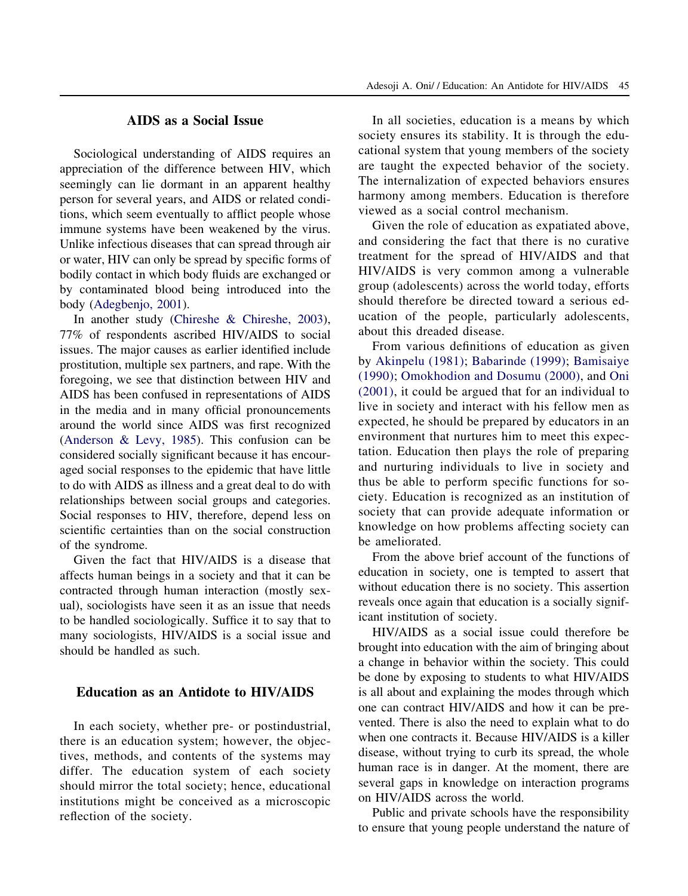## AIDS as a Social Issue

Sociological understanding of AIDS requires an appreciation of the difference between HIV, which seemingly can lie dormant in an apparent healthy person for several years, and AIDS or related conditions, which seem eventually to afflict people whose immune systems have been weakened by the virus. Unlike infectious diseases that can spread through air or water, HIV can only be spread by specific forms of bodily contact in which body fluids are exchanged or by contaminated blood being introduced into the body (Adegbenjo, 2001).

In another study (Chireshe & Chireshe, 2003), 77% of respondents ascribed HIV/AIDS to social issues. The major causes as earlier identified include prostitution, multiple sex partners, and rape. With the foregoing, we see that distinction between HIV and AIDS has been confused in representations of AIDS in the media and in many official pronouncements around the world since AIDS was first recognized (Anderson & Levy, 1985). This confusion can be considered socially significant because it has encouraged social responses to the epidemic that have little to do with AIDS as illness and a great deal to do with relationships between social groups and categories. Social responses to HIV, therefore, depend less on scientific certainties than on the social construction of the syndrome.

Given the fact that HIV/AIDS is a disease that affects human beings in a society and that it can be contracted through human interaction (mostly sexual), sociologists have seen it as an issue that needs to be handled sociologically. Suffice it to say that to many sociologists, HIV/AIDS is a social issue and should be handled as such.

## Education as an Antidote to HIV/AIDS

In each society, whether pre- or postindustrial, there is an education system; however, the objectives, methods, and contents of the systems may differ. The education system of each society should mirror the total society; hence, educational institutions might be conceived as a microscopic reflection of the society.

In all societies, education is a means by which society ensures its stability. It is through the educational system that young members of the society are taught the expected behavior of the society. The internalization of expected behaviors ensures harmony among members. Education is therefore viewed as a social control mechanism.

Given the role of education as expatiated above, and considering the fact that there is no curative treatment for the spread of HIV/AIDS and that HIV/AIDS is very common among a vulnerable group (adolescents) across the world today, efforts should therefore be directed toward a serious education of the people, particularly adolescents, about this dreaded disease.

From various definitions of education as given by Akinpelu (1981); Babarinde (1999); Bamisaiye (1990); Omokhodion and Dosumu (2000), and Oni (2001), it could be argued that for an individual to live in society and interact with his fellow men as expected, he should be prepared by educators in an environment that nurtures him to meet this expectation. Education then plays the role of preparing and nurturing individuals to live in society and thus be able to perform specific functions for society. Education is recognized as an institution of society that can provide adequate information or knowledge on how problems affecting society can be ameliorated.

From the above brief account of the functions of education in society, one is tempted to assert that without education there is no society. This assertion reveals once again that education is a socially significant institution of society.

HIV/AIDS as a social issue could therefore be brought into education with the aim of bringing about a change in behavior within the society. This could be done by exposing to students to what HIV/AIDS is all about and explaining the modes through which one can contract HIV/AIDS and how it can be prevented. There is also the need to explain what to do when one contracts it. Because HIV/AIDS is a killer disease, without trying to curb its spread, the whole human race is in danger. At the moment, there are several gaps in knowledge on interaction programs on HIV/AIDS across the world.

Public and private schools have the responsibility to ensure that young people understand the nature of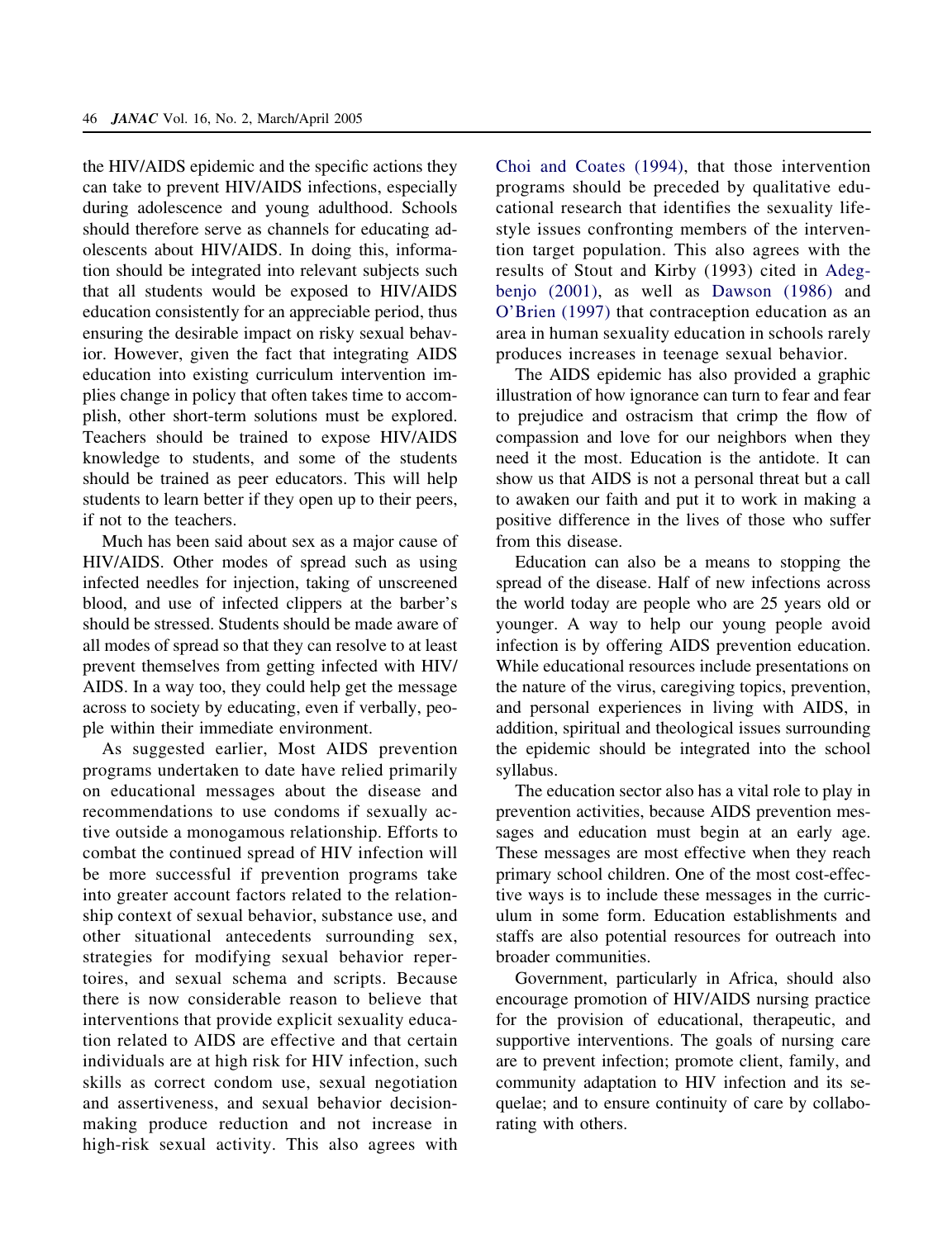the HIV/AIDS epidemic and the specific actions they can take to prevent HIV/AIDS infections, especially during adolescence and young adulthood. Schools should therefore serve as channels for educating adolescents about HIV/AIDS. In doing this, information should be integrated into relevant subjects such that all students would be exposed to HIV/AIDS education consistently for an appreciable period, thus ensuring the desirable impact on risky sexual behavior. However, given the fact that integrating AIDS education into existing curriculum intervention implies change in policy that often takes time to accomplish, other short-term solutions must be explored. Teachers should be trained to expose HIV/AIDS knowledge to students, and some of the students should be trained as peer educators. This will help students to learn better if they open up to their peers, if not to the teachers.

Much has been said about sex as a major cause of HIV/AIDS. Other modes of spread such as using infected needles for injection, taking of unscreened blood, and use of infected clippers at the barber's should be stressed. Students should be made aware of all modes of spread so that they can resolve to at least prevent themselves from getting infected with HIV/AIDS. In a way too, they could help get the message across to society by educating, even if verbally, people within their immediate environment.

As suggested earlier, Most AIDS prevention programs undertaken to date have relied primarily on educational messages about the disease and recommendations to use condoms if sexually active outside a monogamous relationship. Efforts to combat the continued spread of HIV infection will be more successful if prevention programs take into greater account factors related to the relationship context of sexual behavior, substance use, and other situational antecedents surrounding sex, strategies for modifying sexual behavior repertoires, and sexual schema and scripts. Because there is now considerable reason to believe that interventions that provide explicit sexuality education related to AIDS are effective and that certain individuals are at high risk for HIV infection, such skills as correct condom use, sexual negotiation and assertiveness, and sexual behavior decision-making produce reduction and not increase in high-risk sexual activity. This also agrees with Choi and Coates (1994), that those intervention programs should be preceded by qualitative educational research that identifies the sexuality lifestyle issues confronting members of the intervention target population. This also agrees with the results of Stout and Kirby (1993) cited in Adegbenjo (2001), as well as Dawson (1986) and O'Brien (1997) that contraception education as an area in human sexuality education in schools rarely produces increases in teenage sexual behavior.

The AIDS epidemic has also provided a graphic illustration of how ignorance can turn to fear and fear to prejudice and ostracism that crimp the flow of compassion and love for our neighbors when they need it the most. Education is the antidote. It can show us that AIDS is not a personal threat but a call to awaken our faith and put it to work in making a positive difference in the lives of those who suffer from this disease.

Education can also be a means to stopping the spread of the disease. Half of new infections across the world today are people who are 25 years old or younger. A way to help our young people avoid infection is by offering AIDS prevention education. While educational resources include presentations on the nature of the virus, caregiving topics, prevention, and personal experiences in living with AIDS, in addition, spiritual and theological issues surrounding the epidemic should be integrated into the school syllabus.

The education sector also has a vital role to play in prevention activities, because AIDS prevention messages and education must begin at an early age. These messages are most effective when they reach primary school children. One of the most cost-effective ways is to include these messages in the curriculum in some form. Education establishments and staffs are also potential resources for outreach into broader communities.

Government, particularly in Africa, should also encourage promotion of HIV/AIDS nursing practice for the provision of educational, therapeutic, and supportive interventions. The goals of nursing care are to prevent infection; promote client, family, and community adaptation to HIV infection and its sequelae; and to ensure continuity of care by collaborating with others.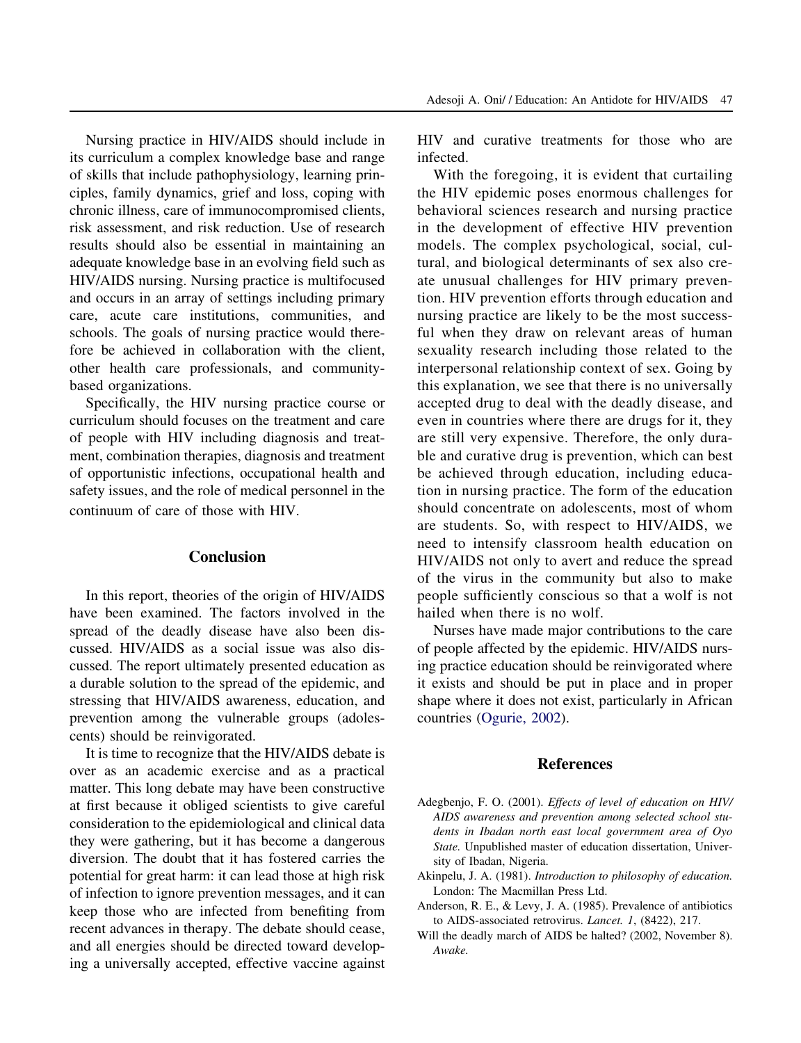Nursing practice in HIV/AIDS should include in its curriculum a complex knowledge base and range of skills that include pathophysiology, learning principles, family dynamics, grief and loss, coping with chronic illness, care of immunocompromised clients, risk assessment, and risk reduction. Use of research results should also be essential in maintaining an adequate knowledge base in an evolving field such as HIV/AIDS nursing. Nursing practice is multifocused and occurs in an array of settings including primary care, acute care institutions, communities, and schools. The goals of nursing practice would therefore be achieved in collaboration with the client, other health care professionals, and community-based organizations.

Specifically, the HIV nursing practice course or curriculum should focuses on the treatment and care of people with HIV including diagnosis and treatment, combination therapies, diagnosis and treatment of opportunistic infections, occupational health and safety issues, and the role of medical personnel in the continuum of care of those with HIV.

## Conclusion

In this report, theories of the origin of HIV/AIDS have been examined. The factors involved in the spread of the deadly disease have also been discussed. HIV/AIDS as a social issue was also discussed. The report ultimately presented education as a durable solution to the spread of the epidemic, and stressing that HIV/AIDS awareness, education, and prevention among the vulnerable groups (adolescents) should be reinvigorated.

It is time to recognize that the HIV/AIDS debate is over as an academic exercise and as a practical matter. This long debate may have been constructive at first because it obliged scientists to give careful consideration to the epidemiological and clinical data they were gathering, but it has become a dangerous diversion. The doubt that it has fostered carries the potential for great harm: it can lead those at high risk of infection to ignore prevention messages, and it can keep those who are infected from benefiting from recent advances in therapy. The debate should cease, and all energies should be directed toward developing a universally accepted, effective vaccine against HIV and curative treatments for those who are infected.

With the foregoing, it is evident that curtailing the HIV epidemic poses enormous challenges for behavioral sciences research and nursing practice in the development of effective HIV prevention models. The complex psychological, social, cultural, and biological determinants of sex also create unusual challenges for HIV primary prevention. HIV prevention efforts through education and nursing practice are likely to be the most successful when they draw on relevant areas of human sexuality research including those related to the interpersonal relationship context of sex. Going by this explanation, we see that there is no universally accepted drug to deal with the deadly disease, and even in countries where there are drugs for it, they are still very expensive. Therefore, the only durable and curative drug is prevention, which can best be achieved through education, including education in nursing practice. The form of the education should concentrate on adolescents, most of whom are students. So, with respect to HIV/AIDS, we need to intensify classroom health education on HIV/AIDS not only to avert and reduce the spread of the virus in the community but also to make people sufficiently conscious so that a wolf is not hailed when there is no wolf.

Nurses have made major contributions to the care of people affected by the epidemic. HIV/AIDS nursing practice education should be reinvigorated where it exists and should be put in place and in proper shape where it does not exist, particularly in African countries (Ogurie, 2002).

## References

Adegbenjo, F. O. (2001). *Effects of level of education on HIV/AIDS awareness and prevention among selected school students in Ibadan north east local government area of Oyo State.* Unpublished master of education dissertation, University of Ibadan, Nigeria.

Akinpelu, J. A. (1981). *Introduction to philosophy of education.* London: The Macmillan Press Ltd.

Anderson, R. E., & Levy, J. A. (1985). Prevalence of antibiotics to AIDS-associated retrovirus. *Lancet. 1*, (8422), 217.

Will the deadly march of AIDS be halted? (2002, November 8). *Awake.*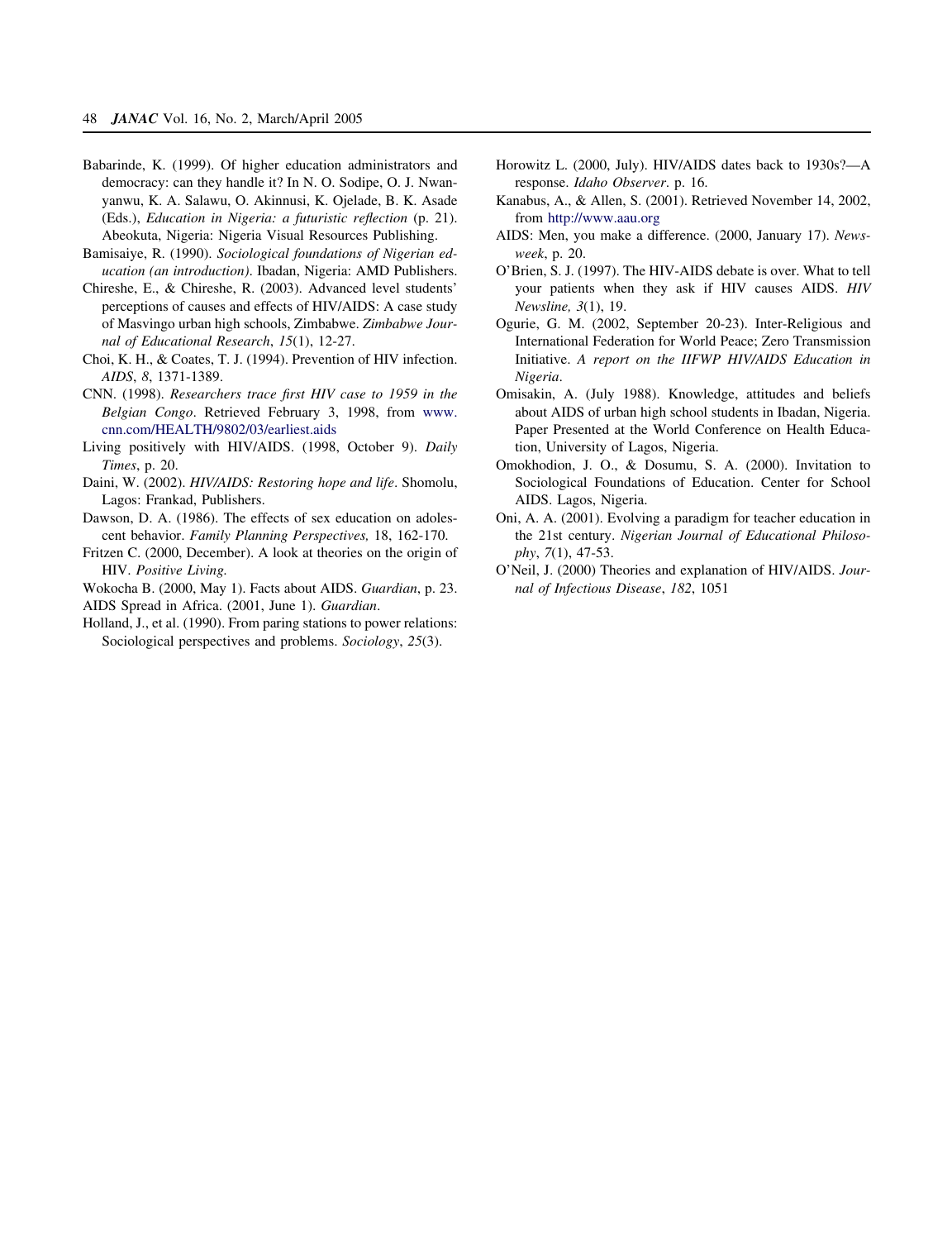Babarinde, K. (1999). Of higher education administrators and democracy: can they handle it? In N. O. Sodipe, O. J. Nwanyanwu, K. A. Salawu, O. Akinnusi, K. Ojelade, B. K. Asade (Eds.), *Education in Nigeria: a futuristic reflection* (p. 21). Abeokuta, Nigeria: Nigeria Visual Resources Publishing.

Bamisaiye, R. (1990). *Sociological foundations of Nigerian education (an introduction)*. Ibadan, Nigeria: AMD Publishers.

Chireshe, E., & Chireshe, R. (2003). Advanced level students' perceptions of causes and effects of HIV/AIDS: A case study of Masvingo urban high schools, Zimbabwe. *Zimbabwe Journal of Educational Research*, *15*(1), 12-27.

Choi, K. H., & Coates, T. J. (1994). Prevention of HIV infection. *AIDS*, *8*, 1371-1389.

CNN. (1998). *Researchers trace first HIV case to 1959 in the Belgian Congo*. Retrieved February 3, 1998, from www.cnn.com/HEALTH/9802/03/earliest.aids

Living positively with HIV/AIDS. (1998, October 9). *Daily Times*, p. 20.

Daini, W. (2002). *HIV/AIDS: Restoring hope and life*. Shomolu, Lagos: Frankad, Publishers.

Dawson, D. A. (1986). The effects of sex education on adolescent behavior. *Family Planning Perspectives,* 18, 162-170.

Fritzen C. (2000, December). A look at theories on the origin of HIV. *Positive Living.*

Wokocha B. (2000, May 1). Facts about AIDS. *Guardian*, p. 23.

AIDS Spread in Africa. (2001, June 1). *Guardian*.

Holland, J., et al. (1990). From paring stations to power relations: Sociological perspectives and problems. *Sociology*, *25*(3).

Horowitz L. (2000, July). HIV/AIDS dates back to 1930s?—A response. *Idaho Observer*. p. 16.

Kanabus, A., & Allen, S. (2001). Retrieved November 14, 2002, from http://www.aau.org

AIDS: Men, you make a difference. (2000, January 17). *Newsweek*, p. 20.

O'Brien, S. J. (1997). The HIV-AIDS debate is over. What to tell your patients when they ask if HIV causes AIDS. *HIV Newsline, 3*(1), 19.

Ogurie, G. M. (2002, September 20-23). Inter-Religious and International Federation for World Peace; Zero Transmission Initiative. *A report on the IIFWP HIV/AIDS Education in Nigeria*.

Omisakin, A. (July 1988). Knowledge, attitudes and beliefs about AIDS of urban high school students in Ibadan, Nigeria. Paper Presented at the World Conference on Health Education, University of Lagos, Nigeria.

Omokhodion, J. O., & Dosumu, S. A. (2000). Invitation to Sociological Foundations of Education. Center for School AIDS. Lagos, Nigeria.

Oni, A. A. (2001). Evolving a paradigm for teacher education in the 21st century. *Nigerian Journal of Educational Philosophy*, *7*(1), 47-53.

O'Neil, J. (2000) Theories and explanation of HIV/AIDS. *Journal of Infectious Disease*, *182*, 1051